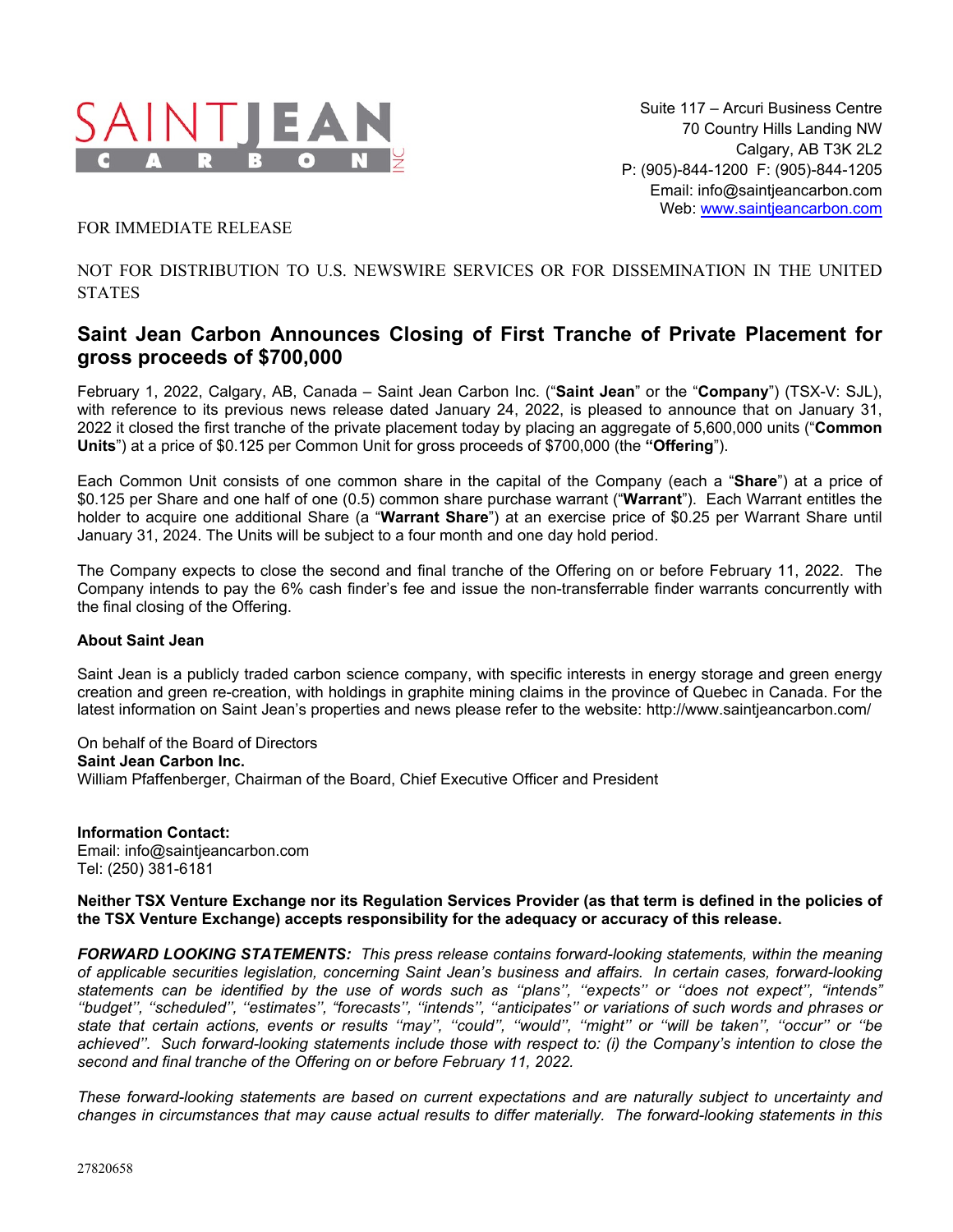Suite 117 – Arcuri Business Centre
70 Country Hills Landing NW
Calgary, AB T3K 2L2
P: (905)-844-1200 F: (905)-844-1205
Email: info@saintjeancarbon.com
Web: www.saintjeancarbon.com

FOR IMMEDIATE RELEASE

NOT FOR DISTRIBUTION TO U.S. NEWSWIRE SERVICES OR FOR DISSEMINATION IN THE UNITED STATES

## Saint Jean Carbon Announces Closing of First Tranche of Private Placement for gross proceeds of $700,000

February 1, 2022, Calgary, AB, Canada – Saint Jean Carbon Inc. ("**Saint Jean**" or the "**Company**") (TSX-V: SJL), with reference to its previous news release dated January 24, 2022, is pleased to announce that on January 31, 2022 it closed the first tranche of the private placement today by placing an aggregate of 5,600,000 units ("**Common Units**") at a price of $0.125 per Common Unit for gross proceeds of $700,000 (the **"Offering"**).

Each Common Unit consists of one common share in the capital of the Company (each a "**Share**") at a price of $0.125 per Share and one half of one (0.5) common share purchase warrant ("**Warrant**"). Each Warrant entitles the holder to acquire one additional Share (a "**Warrant Share**") at an exercise price of $0.25 per Warrant Share until January 31, 2024. The Units will be subject to a four month and one day hold period.

The Company expects to close the second and final tranche of the Offering on or before February 11, 2022. The Company intends to pay the 6% cash finder's fee and issue the non-transferrable finder warrants concurrently with the final closing of the Offering.

**About Saint Jean**

Saint Jean is a publicly traded carbon science company, with specific interests in energy storage and green energy creation and green re-creation, with holdings in graphite mining claims in the province of Quebec in Canada. For the latest information on Saint Jean's properties and news please refer to the website: http://www.saintjeancarbon.com/

On behalf of the Board of Directors
**Saint Jean Carbon Inc.**
William Pfaffenberger, Chairman of the Board, Chief Executive Officer and President

**Information Contact:**
Email: info@saintjeancarbon.com
Tel: (250) 381-6181

**Neither TSX Venture Exchange nor its Regulation Services Provider (as that term is defined in the policies of the TSX Venture Exchange) accepts responsibility for the adequacy or accuracy of this release.**

***FORWARD LOOKING STATEMENTS:*** *This press release contains forward-looking statements, within the meaning of applicable securities legislation, concerning Saint Jean's business and affairs. In certain cases, forward-looking statements can be identified by the use of words such as "plans", "expects" or "does not expect", "intends" "budget", "scheduled", "estimates", "forecasts", "intends", "anticipates" or variations of such words and phrases or state that certain actions, events or results "may", "could", "would", "might" or "will be taken", "occur" or "be achieved". Such forward-looking statements include those with respect to: (i) the Company's intention to close the second and final tranche of the Offering on or before February 11, 2022.*

*These forward-looking statements are based on current expectations and are naturally subject to uncertainty and changes in circumstances that may cause actual results to differ materially. The forward-looking statements in this*

27820658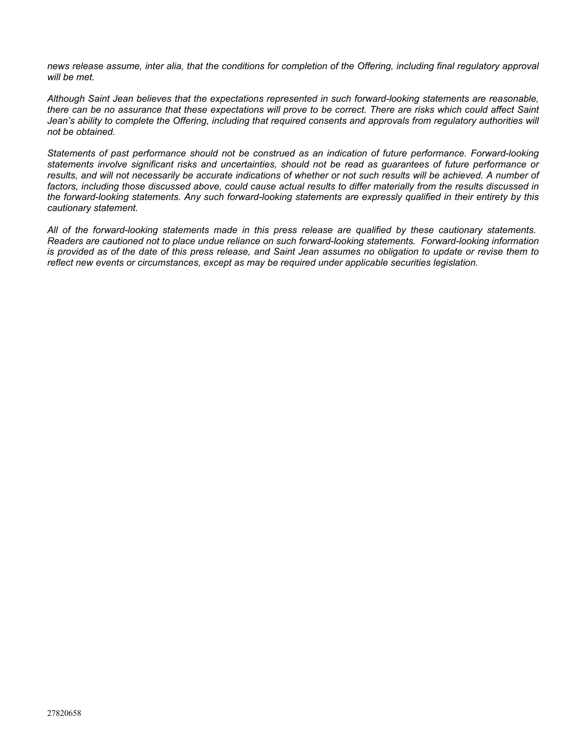*news release assume, inter alia, that the conditions for completion of the Offering, including final regulatory approval will be met.*

*Although Saint Jean believes that the expectations represented in such forward-looking statements are reasonable, there can be no assurance that these expectations will prove to be correct. There are risks which could affect Saint Jean's ability to complete the Offering, including that required consents and approvals from regulatory authorities will not be obtained.*

*Statements of past performance should not be construed as an indication of future performance. Forward-looking statements involve significant risks and uncertainties, should not be read as guarantees of future performance or results, and will not necessarily be accurate indications of whether or not such results will be achieved. A number of factors, including those discussed above, could cause actual results to differ materially from the results discussed in the forward-looking statements. Any such forward-looking statements are expressly qualified in their entirety by this cautionary statement.*

*All of the forward-looking statements made in this press release are qualified by these cautionary statements. Readers are cautioned not to place undue reliance on such forward-looking statements. Forward-looking information is provided as of the date of this press release, and Saint Jean assumes no obligation to update or revise them to reflect new events or circumstances, except as may be required under applicable securities legislation.*

27820658